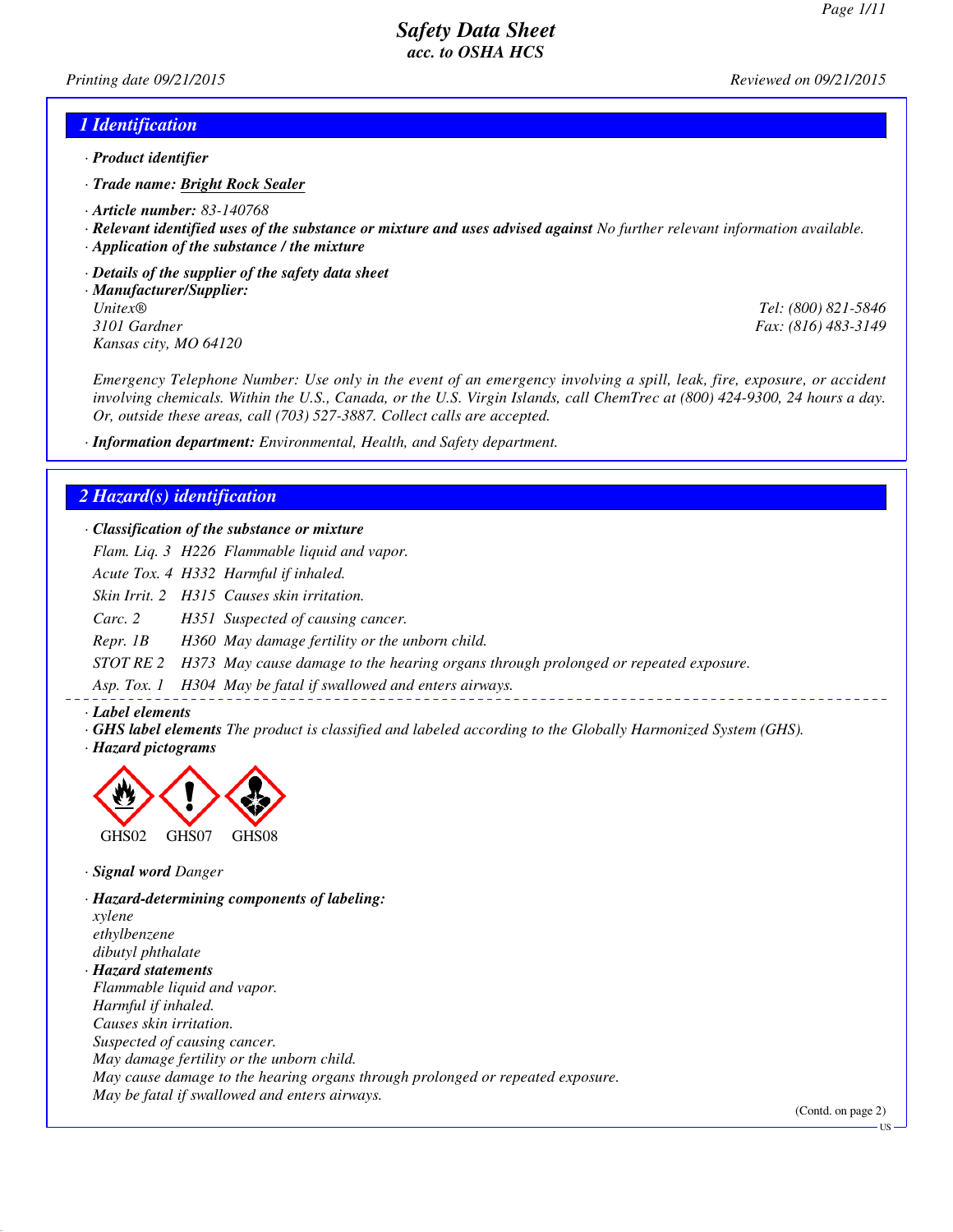# Safety Data Sheet
## acc. to OSHA HCS

*Printing date 09/21/2015* *Reviewed on 09/21/2015*

## 1 Identification

· **Product identifier**

· **Trade name: Bright Rock Sealer**

· **Article number:** 83-140768

· **Relevant identified uses of the substance or mixture and uses advised against** No further relevant information available.

· **Application of the substance / the mixture**

· **Details of the supplier of the safety data sheet**

· **Manufacturer/Supplier:**

Unitex®
3101 Gardner
Kansas city, MO 64120

Tel: (800) 821-5846
Fax: (816) 483-3149

Emergency Telephone Number: Use only in the event of an emergency involving a spill, leak, fire, exposure, or accident involving chemicals. Within the U.S., Canada, or the U.S. Virgin Islands, call ChemTrec at (800) 424-9300, 24 hours a day. Or, outside these areas, call (703) 527-3887. Collect calls are accepted.

· **Information department:** Environmental, Health, and Safety department.

## 2 Hazard(s) identification

· **Classification of the substance or mixture**

| | | |
|---|---|---|
| Flam. Liq. 3 | H226 | Flammable liquid and vapor. |
| Acute Tox. 4 | H332 | Harmful if inhaled. |
| Skin Irrit. 2 | H315 | Causes skin irritation. |
| Carc. 2 | H351 | Suspected of causing cancer. |
| Repr. 1B | H360 | May damage fertility or the unborn child. |
| STOT RE 2 | H373 | May cause damage to the hearing organs through prolonged or repeated exposure. |
| Asp. Tox. 1 | H304 | May be fatal if swallowed and enters airways. |

· **Label elements**

· **GHS label elements** The product is classified and labeled according to the Globally Harmonized System (GHS).

· **Hazard pictograms**

GHS02 GHS07 GHS08

· **Signal word** Danger

· **Hazard-determining components of labeling:**

xylene
ethylbenzene
dibutyl phthalate

· **Hazard statements**

Flammable liquid and vapor.
Harmful if inhaled.
Causes skin irritation.
Suspected of causing cancer.
May damage fertility or the unborn child.
May cause damage to the hearing organs through prolonged or repeated exposure.
May be fatal if swallowed and enters airways.

(Contd. on page 2)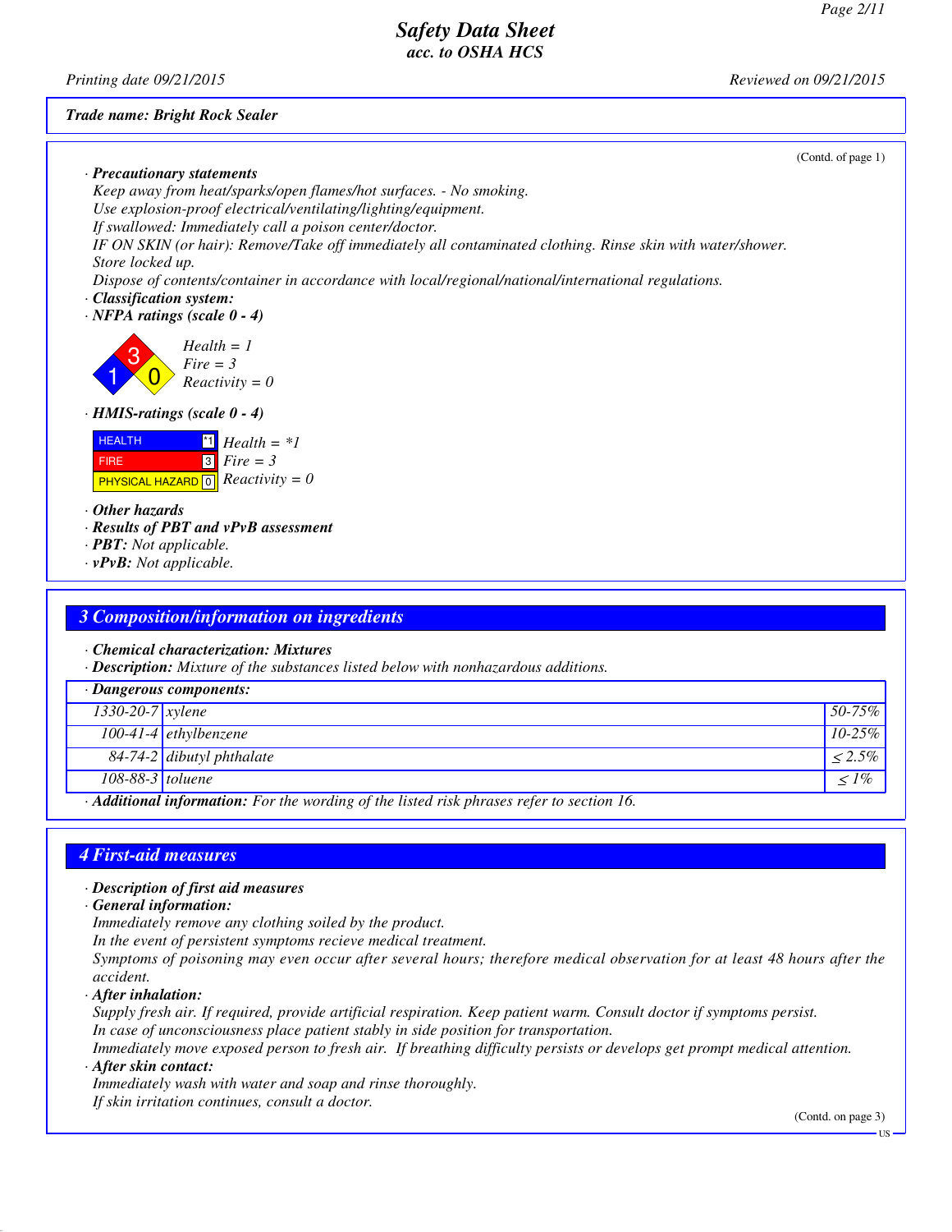**Trade name: Bright Rock Sealer**

(Contd. of page 1)

· **Precautionary statements**

Keep away from heat/sparks/open flames/hot surfaces. - No smoking.
Use explosion-proof electrical/ventilating/lighting/equipment.
If swallowed: Immediately call a poison center/doctor.
IF ON SKIN (or hair): Remove/Take off immediately all contaminated clothing. Rinse skin with water/shower.
Store locked up.
Dispose of contents/container in accordance with local/regional/national/international regulations.

· **Classification system:**

· **NFPA ratings (scale 0 - 4)**

Health = 1
Fire = 3
Reactivity = 0

· **HMIS-ratings (scale 0 - 4)**

| | | |
|---|---|---|
| HEALTH | *1 | Health = *1 |
| FIRE | 3 | Fire = 3 |
| PHYSICAL HAZARD | 0 | Reactivity = 0 |

· **Other hazards**

· **Results of PBT and vPvB assessment**

· **PBT:** Not applicable.

· **vPvB:** Not applicable.

## 3 Composition/information on ingredients

· **Chemical characterization: Mixtures**

· **Description:** Mixture of the substances listed below with nonhazardous additions.

| · Dangerous components: | | |
|---|---|---|
| 1330-20-7 | xylene | 50-75% |
| 100-41-4 | ethylbenzene | 10-25% |
| 84-74-2 | dibutyl phthalate | ≤ 2.5% |
| 108-88-3 | toluene | ≤ 1% |

· **Additional information:** For the wording of the listed risk phrases refer to section 16.

## 4 First-aid measures

· **Description of first aid measures**

· **General information:**

Immediately remove any clothing soiled by the product.
In the event of persistent symptoms recieve medical treatment.
Symptoms of poisoning may even occur after several hours; therefore medical observation for at least 48 hours after the accident.

· **After inhalation:**

Supply fresh air. If required, provide artificial respiration. Keep patient warm. Consult doctor if symptoms persist.
In case of unconsciousness place patient stably in side position for transportation.
Immediately move exposed person to fresh air. If breathing difficulty persists or develops get prompt medical attention.

· **After skin contact:**

Immediately wash with water and soap and rinse thoroughly.
If skin irritation continues, consult a doctor.

(Contd. on page 3)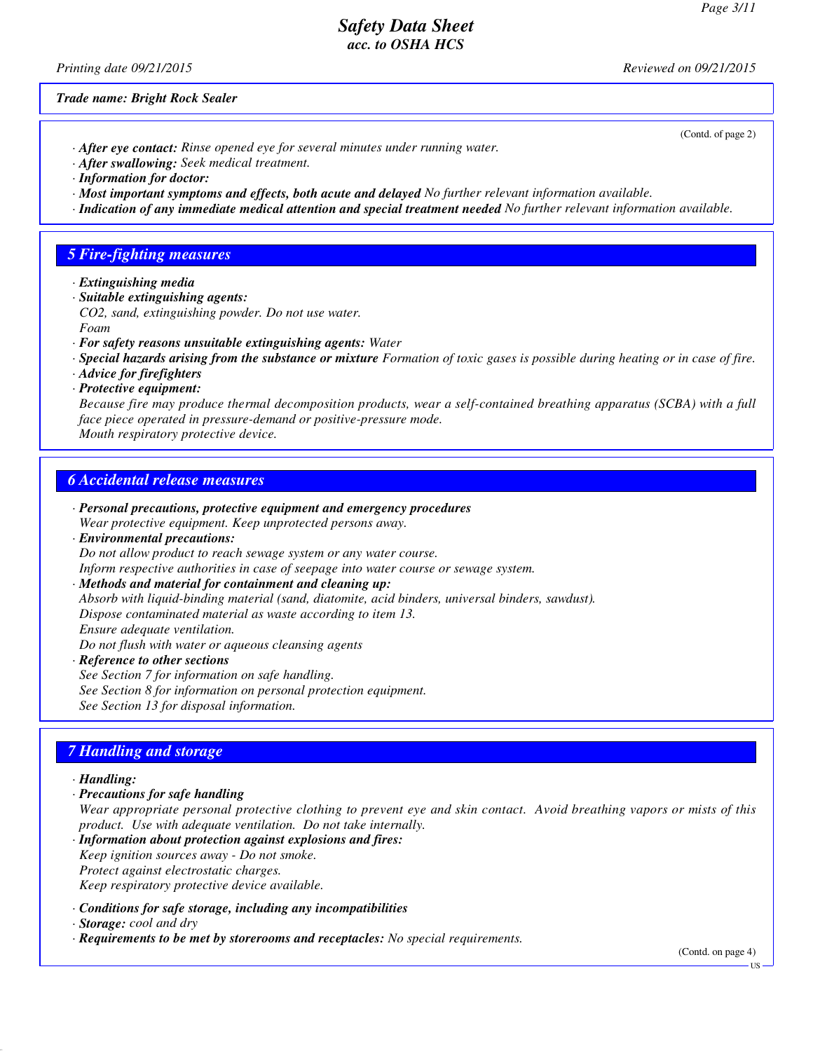(Contd. of page 2)

· ***After eye contact:*** *Rinse opened eye for several minutes under running water.*
· ***After swallowing:*** *Seek medical treatment.*
· ***Information for doctor:***
· ***Most important symptoms and effects, both acute and delayed*** *No further relevant information available.*
· ***Indication of any immediate medical attention and special treatment needed*** *No further relevant information available.*

## 5 Fire-fighting measures

· ***Extinguishing media***
· ***Suitable extinguishing agents:***
*$CO_2$, sand, extinguishing powder. Do not use water.*
*Foam*
· ***For safety reasons unsuitable extinguishing agents:*** *Water*
· ***Special hazards arising from the substance or mixture*** *Formation of toxic gases is possible during heating or in case of fire.*
· ***Advice for firefighters***
· ***Protective equipment:***
*Because fire may produce thermal decomposition products, wear a self-contained breathing apparatus (SCBA) with a full face piece operated in pressure-demand or positive-pressure mode.*
*Mouth respiratory protective device.*

## 6 Accidental release measures

· ***Personal precautions, protective equipment and emergency procedures***
*Wear protective equipment. Keep unprotected persons away.*
· ***Environmental precautions:***
*Do not allow product to reach sewage system or any water course.*
*Inform respective authorities in case of seepage into water course or sewage system.*
· ***Methods and material for containment and cleaning up:***
*Absorb with liquid-binding material (sand, diatomite, acid binders, universal binders, sawdust).*
*Dispose contaminated material as waste according to item 13.*
*Ensure adequate ventilation.*
*Do not flush with water or aqueous cleansing agents*
· ***Reference to other sections***
*See Section 7 for information on safe handling.*
*See Section 8 for information on personal protection equipment.*
*See Section 13 for disposal information.*

## 7 Handling and storage

· ***Handling:***
· ***Precautions for safe handling***
*Wear appropriate personal protective clothing to prevent eye and skin contact. Avoid breathing vapors or mists of this product. Use with adequate ventilation. Do not take internally.*
· ***Information about protection against explosions and fires:***
*Keep ignition sources away - Do not smoke.*
*Protect against electrostatic charges.*
*Keep respiratory protective device available.*

· ***Conditions for safe storage, including any incompatibilities***
· ***Storage:*** *cool and dry*
· ***Requirements to be met by storerooms and receptacles:*** *No special requirements.*

(Contd. on page 4)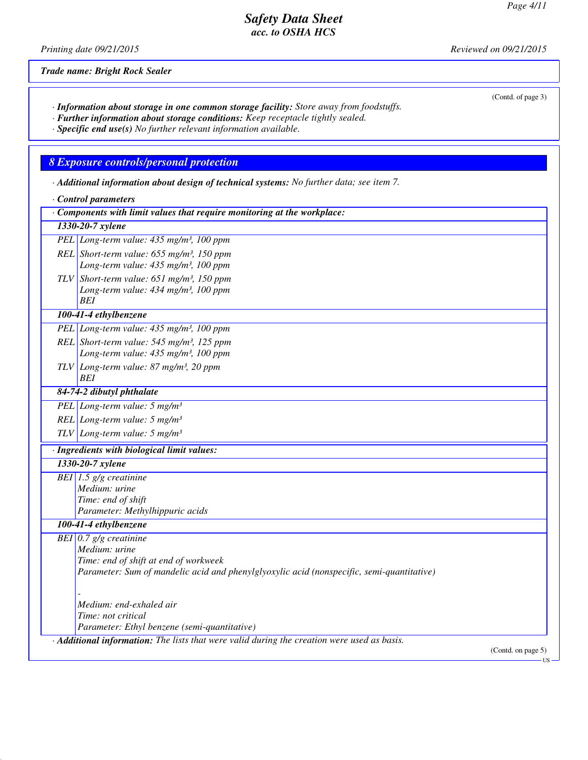*Trade name: Bright Rock Sealer*

(Contd. of page 3)

· ***Information about storage in one common storage facility:*** *Store away from foodstuffs.*
· ***Further information about storage conditions:*** *Keep receptacle tightly sealed.*
· ***Specific end use(s)*** *No further relevant information available.*

## 8 Exposure controls/personal protection

· ***Additional information about design of technical systems:*** *No further data; see item 7.*

· ***Control parameters***

| · Components with limit values that require monitoring at the workplace: | |
|---|---|
| **1330-20-7 xylene** | |
| PEL | Long-term value: 435 mg/m³, 100 ppm |
| REL | Short-term value: 655 mg/m³, 150 ppm<br>Long-term value: 435 mg/m³, 100 ppm |
| TLV | Short-term value: 651 mg/m³, 150 ppm<br>Long-term value: 434 mg/m³, 100 ppm<br>BEI |
| **100-41-4 ethylbenzene** | |
| PEL | Long-term value: 435 mg/m³, 100 ppm |
| REL | Short-term value: 545 mg/m³, 125 ppm<br>Long-term value: 435 mg/m³, 100 ppm |
| TLV | Long-term value: 87 mg/m³, 20 ppm<br>BEI |
| **84-74-2 dibutyl phthalate** | |
| PEL | Long-term value: 5 mg/m³ |
| REL | Long-term value: 5 mg/m³ |
| TLV | Long-term value: 5 mg/m³ |

| · Ingredients with biological limit values: | |
|---|---|
| **1330-20-7 xylene** | |
| BEI | 1.5 g/g creatinine<br>Medium: urine<br>Time: end of shift<br>Parameter: Methylhippuric acids |
| **100-41-4 ethylbenzene** | |
| BEI | 0.7 g/g creatinine<br>Medium: urine<br>Time: end of shift at end of workweek<br>Parameter: Sum of mandelic acid and phenylglyoxylic acid (nonspecific, semi-quantitative)<br><br>-<br>Medium: end-exhaled air<br>Time: not critical<br>Parameter: Ethyl benzene (semi-quantitative) |

· ***Additional information:*** *The lists that were valid during the creation were used as basis.*

(Contd. on page 5)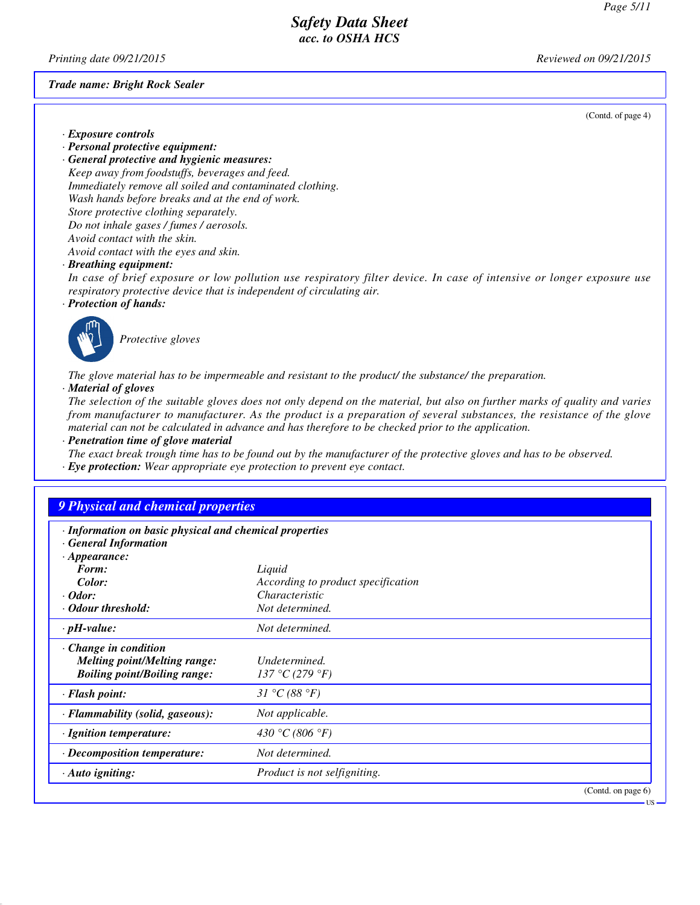(Contd. of page 4)

· **Exposure controls**

· **Personal protective equipment:**

· **General protective and hygienic measures:**

Keep away from foodstuffs, beverages and feed.
Immediately remove all soiled and contaminated clothing.
Wash hands before breaks and at the end of work.
Store protective clothing separately.
Do not inhale gases / fumes / aerosols.
Avoid contact with the skin.
Avoid contact with the eyes and skin.

· **Breathing equipment:**

In case of brief exposure or low pollution use respiratory filter device. In case of intensive or longer exposure use respiratory protective device that is independent of circulating air.

· **Protection of hands:**

Protective gloves

The glove material has to be impermeable and resistant to the product/ the substance/ the preparation.

· **Material of gloves**

The selection of the suitable gloves does not only depend on the material, but also on further marks of quality and varies from manufacturer to manufacturer. As the product is a preparation of several substances, the resistance of the glove material can not be calculated in advance and has therefore to be checked prior to the application.

· **Penetration time of glove material**

The exact break trough time has to be found out by the manufacturer of the protective gloves and has to be observed.

· **Eye protection:** Wear appropriate eye protection to prevent eye contact.

## 9 Physical and chemical properties

· **Information on basic physical and chemical properties**

· **General Information**

| Property | Value |
|---|---|
| · **Appearance:** | |
| **Form:** | Liquid |
| **Color:** | According to product specification |
| · **Odor:** | Characteristic |
| · **Odour threshold:** | Not determined. |
| · **pH-value:** | Not determined. |
| · **Change in condition** | |
| **Melting point/Melting range:** | Undetermined. |
| **Boiling point/Boiling range:** | 137 °C (279 °F) |
| · **Flash point:** | 31 °C (88 °F) |
| · **Flammability (solid, gaseous):** | Not applicable. |
| · **Ignition temperature:** | 430 °C (806 °F) |
| · **Decomposition temperature:** | Not determined. |
| · **Auto igniting:** | Product is not selfigniting. |

(Contd. on page 6)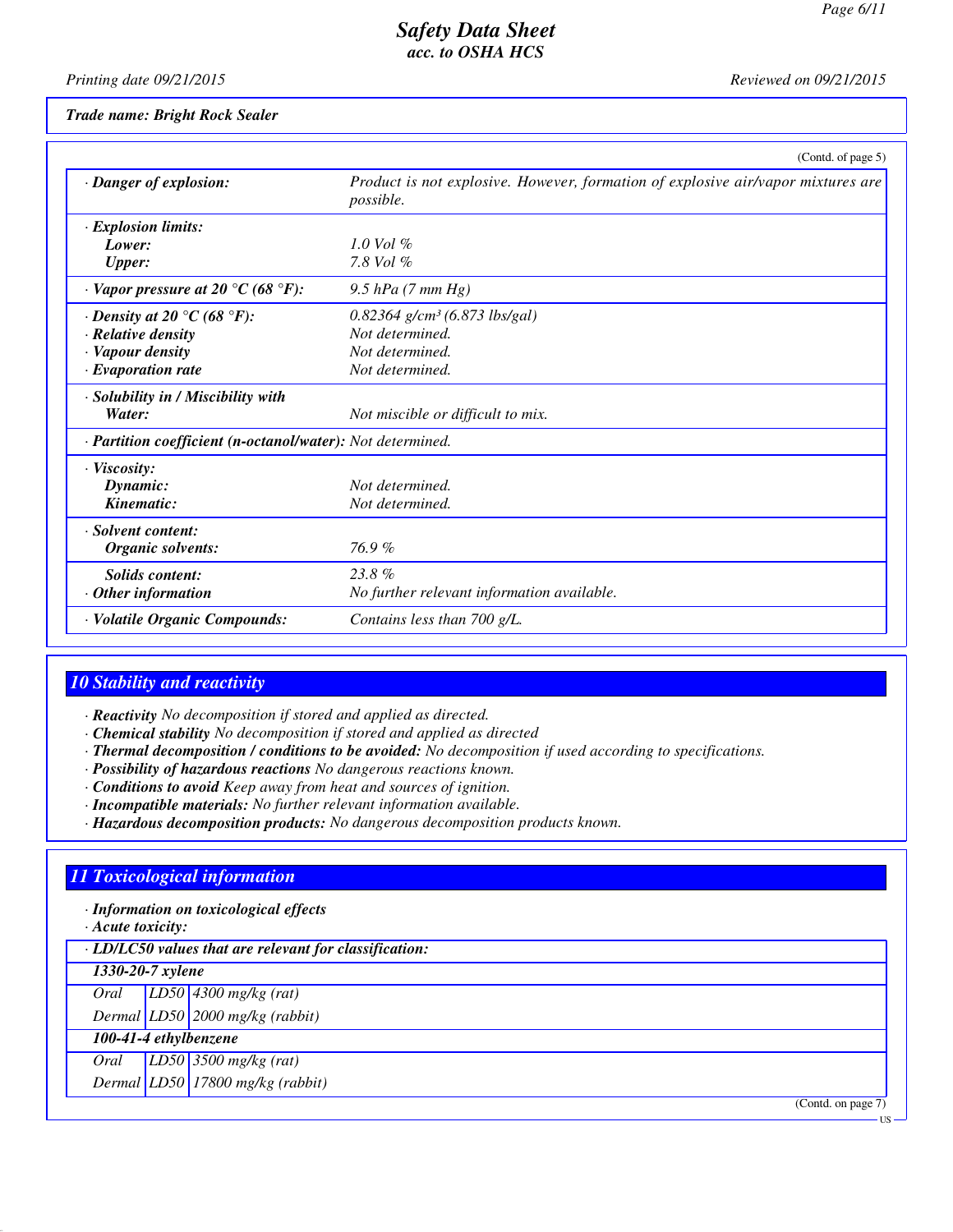**Trade name: Bright Rock Sealer**

(Contd. of page 5)

| | |
|---|---|
| · **Danger of explosion:** | Product is not explosive. However, formation of explosive air/vapor mixtures are possible. |
| · **Explosion limits:** | |
| **Lower:** | 1.0 Vol % |
| **Upper:** | 7.8 Vol % |
| · **Vapor pressure at 20 °C (68 °F):** | 9.5 hPa (7 mm Hg) |
| · **Density at 20 °C (68 °F):** | 0.82364 g/cm³ (6.873 lbs/gal) |
| · **Relative density** | Not determined. |
| · **Vapour density** | Not determined. |
| · **Evaporation rate** | Not determined. |
| · **Solubility in / Miscibility with** | |
| **Water:** | Not miscible or difficult to mix. |
| · **Partition coefficient (n-octanol/water):** | Not determined. |
| · **Viscosity:** | |
| **Dynamic:** | Not determined. |
| **Kinematic:** | Not determined. |
| · **Solvent content:** | |
| **Organic solvents:** | 76.9 % |
| **Solids content:** | 23.8 % |
| · **Other information** | No further relevant information available. |
| · **Volatile Organic Compounds:** | Contains less than 700 g/L. |

## 10 Stability and reactivity

· **Reactivity** No decomposition if stored and applied as directed.
· **Chemical stability** No decomposition if stored and applied as directed
· **Thermal decomposition / conditions to be avoided:** No decomposition if used according to specifications.
· **Possibility of hazardous reactions** No dangerous reactions known.
· **Conditions to avoid** Keep away from heat and sources of ignition.
· **Incompatible materials:** No further relevant information available.
· **Hazardous decomposition products:** No dangerous decomposition products known.

## 11 Toxicological information

· **Information on toxicological effects**
· **Acute toxicity:**

| · **LD/LC50 values that are relevant for classification:** | | |
|---|---|---|
| **1330-20-7 xylene** | | |
| Oral | LD50 | 4300 mg/kg (rat) |
| Dermal | LD50 | 2000 mg/kg (rabbit) |
| **100-41-4 ethylbenzene** | | |
| Oral | LD50 | 3500 mg/kg (rat) |
| Dermal | LD50 | 17800 mg/kg (rabbit) |

(Contd. on page 7)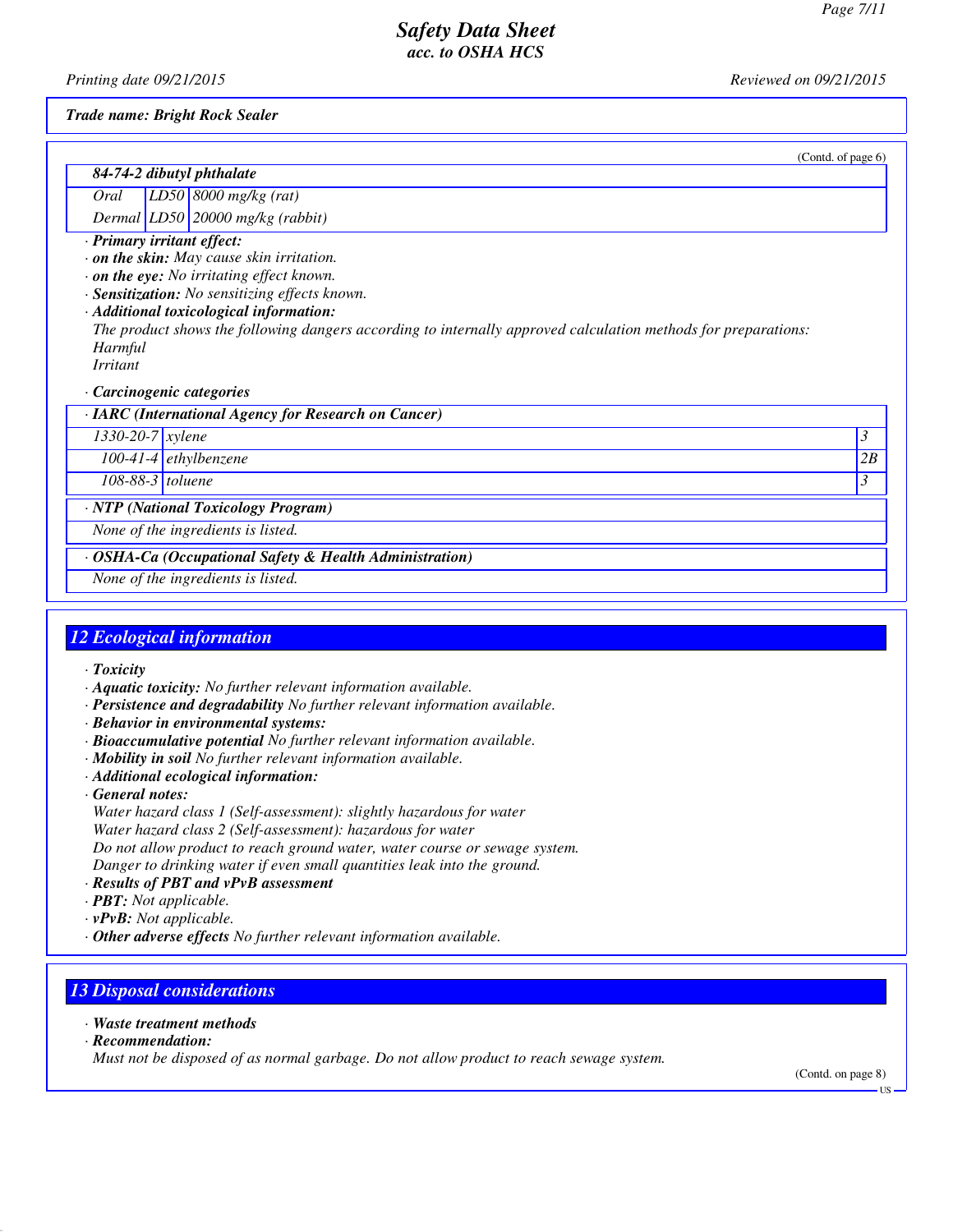(Contd. of page 6)

| 84-74-2 dibutyl phthalate | | |
|---|---|---|
| Oral | LD50 | 8000 mg/kg (rat) |
| Dermal | LD50 | 20000 mg/kg (rabbit) |

· **Primary irritant effect:**
· **on the skin:** May cause skin irritation.
· **on the eye:** No irritating effect known.
· **Sensitization:** No sensitizing effects known.
· **Additional toxicological information:**
The product shows the following dangers according to internally approved calculation methods for preparations:
Harmful
Irritant

· **Carcinogenic categories**

| · IARC (International Agency for Research on Cancer) | | |
|---|---|---|
| 1330-20-7 | xylene | 3 |
| 100-41-4 | ethylbenzene | 2B |
| 108-88-3 | toluene | 3 |

| · NTP (National Toxicology Program) |
|---|
| None of the ingredients is listed. |

| · OSHA-Ca (Occupational Safety & Health Administration) |
|---|
| None of the ingredients is listed. |

## 12 Ecological information

· **Toxicity**
· **Aquatic toxicity:** No further relevant information available.
· **Persistence and degradability** No further relevant information available.
· **Behavior in environmental systems:**
· **Bioaccumulative potential** No further relevant information available.
· **Mobility in soil** No further relevant information available.
· **Additional ecological information:**
· **General notes:**
Water hazard class 1 (Self-assessment): slightly hazardous for water
Water hazard class 2 (Self-assessment): hazardous for water
Do not allow product to reach ground water, water course or sewage system.
Danger to drinking water if even small quantities leak into the ground.
· **Results of PBT and vPvB assessment**
· **PBT:** Not applicable.
· **vPvB:** Not applicable.
· **Other adverse effects** No further relevant information available.

## 13 Disposal considerations

· **Waste treatment methods**
· **Recommendation:**
Must not be disposed of as normal garbage. Do not allow product to reach sewage system.

(Contd. on page 8)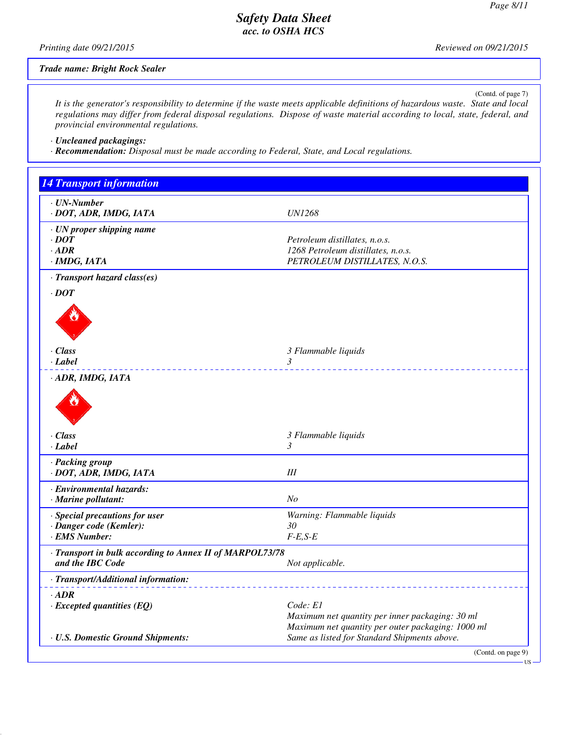**Trade name: Bright Rock Sealer**

(Contd. of page 7)

*It is the generator's responsibility to determine if the waste meets applicable definitions of hazardous waste. State and local regulations may differ from federal disposal regulations. Dispose of waste material according to local, state, federal, and provincial environmental regulations.*

· ***Uncleaned packagings:***
· ***Recommendation:*** *Disposal must be made according to Federal, State, and Local regulations.*

## 14 Transport information

| | |
|---|---|
| · **UN-Number** | |
| · **DOT, ADR, IMDG, IATA** | *UN1268* |
| · **UN proper shipping name** | |
| · **DOT** | *Petroleum distillates, n.o.s.* |
| · **ADR** | *1268 Petroleum distillates, n.o.s.* |
| · **IMDG, IATA** | *PETROLEUM DISTILLATES, N.O.S.* |
| · **Transport hazard class(es)** | |
| · **DOT** | |
| · **Class** | *3 Flammable liquids* |
| · **Label** | *3* |
| · **ADR, IMDG, IATA** | |
| · **Class** | *3 Flammable liquids* |
| · **Label** | *3* |
| · **Packing group** | |
| · **DOT, ADR, IMDG, IATA** | *III* |
| · **Environmental hazards:** | |
| · **Marine pollutant:** | *No* |
| · **Special precautions for user** | *Warning: Flammable liquids* |
| · **Danger code (Kemler):** | *30* |
| · **EMS Number:** | *F-E,S-E* |
| · **Transport in bulk according to Annex II of MARPOL73/78 and the IBC Code** | *Not applicable.* |
| · **Transport/Additional information:** | |
| · **ADR** | |
| · **Excepted quantities (EQ)** | *Code: E1*<br>*Maximum net quantity per inner packaging: 30 ml*<br>*Maximum net quantity per outer packaging: 1000 ml* |
| · **U.S. Domestic Ground Shipments:** | *Same as listed for Standard Shipments above.* |

(Contd. on page 9)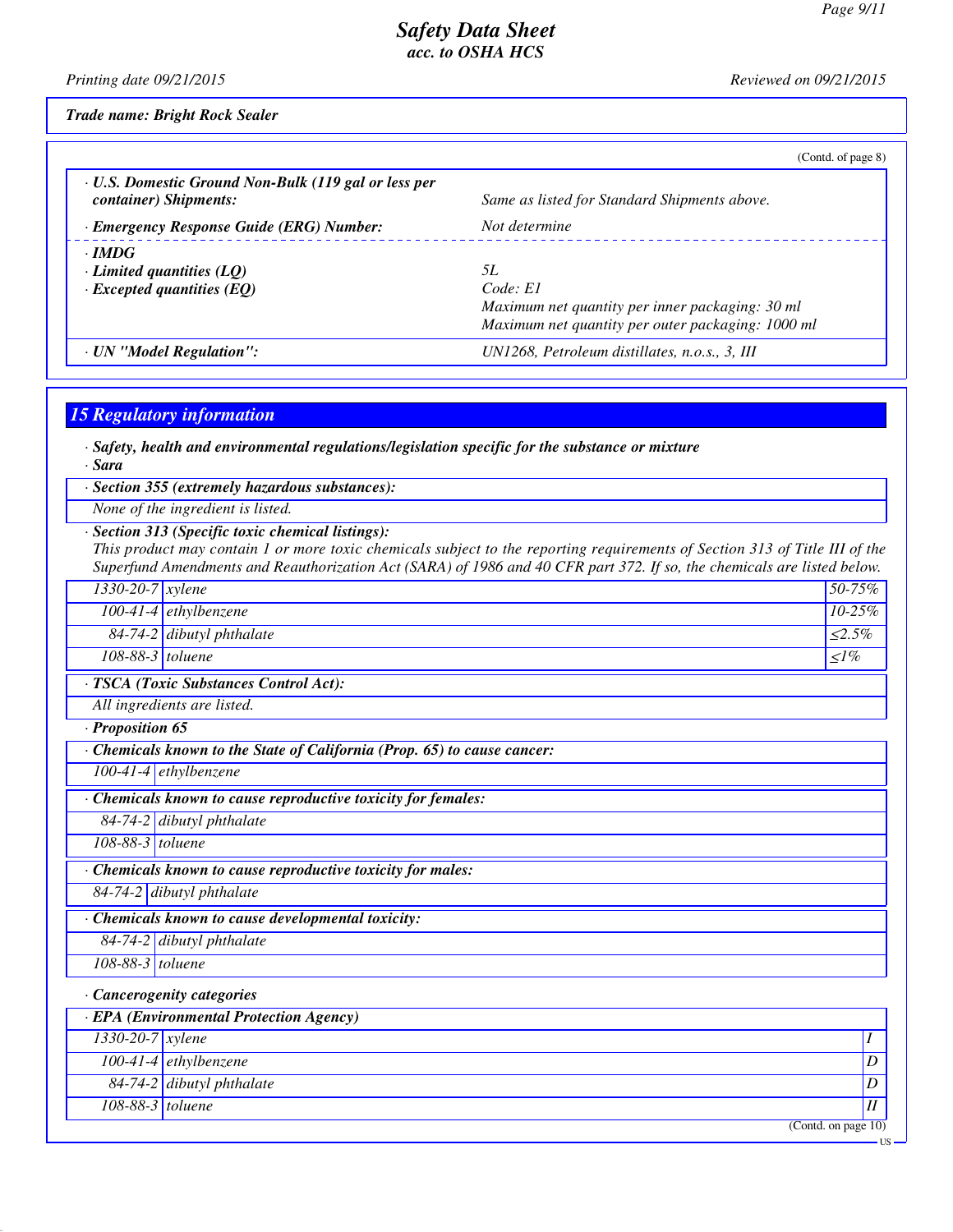*Trade name: Bright Rock Sealer*

(Contd. of page 8)

| | |
|---|---|
| · **U.S. Domestic Ground Non-Bulk (119 gal or less per container) Shipments:** | Same as listed for Standard Shipments above. |
| · **Emergency Response Guide (ERG) Number:** | Not determine |
| · **IMDG** | |
| · **Limited quantities (LQ)** | 5L |
| · **Excepted quantities (EQ)** | Code: E1<br>Maximum net quantity per inner packaging: 30 ml<br>Maximum net quantity per outer packaging: 1000 ml |
| · **UN "Model Regulation":** | UN1268, Petroleum distillates, n.o.s., 3, III |

## 15 Regulatory information

· **Safety, health and environmental regulations/legislation specific for the substance or mixture**

· **Sara**

· **Section 355 (extremely hazardous substances):**

None of the ingredient is listed.

· **Section 313 (Specific toxic chemical listings):**

This product may contain 1 or more toxic chemicals subject to the reporting requirements of Section 313 of Title III of the Superfund Amendments and Reauthorization Act (SARA) of 1986 and 40 CFR part 372. If so, the chemicals are listed below.

| | | |
|---|---|---|
| 1330-20-7 | xylene | 50-75% |
| 100-41-4 | ethylbenzene | 10-25% |
| 84-74-2 | dibutyl phthalate | ≤2.5% |
| 108-88-3 | toluene | ≤1% |

· **TSCA (Toxic Substances Control Act):**

All ingredients are listed.

· **Proposition 65**

· **Chemicals known to the State of California (Prop. 65) to cause cancer:**

| | |
|---|---|
| 100-41-4 | ethylbenzene |

· **Chemicals known to cause reproductive toxicity for females:**

| | |
|---|---|
| 84-74-2 | dibutyl phthalate |
| 108-88-3 | toluene |

· **Chemicals known to cause reproductive toxicity for males:**

| | |
|---|---|
| 84-74-2 | dibutyl phthalate |

· **Chemicals known to cause developmental toxicity:**

| | |
|---|---|
| 84-74-2 | dibutyl phthalate |
| 108-88-3 | toluene |

· **Cancerogenity categories**

· **EPA (Environmental Protection Agency)**

| | | |
|---|---|---|
| 1330-20-7 | xylene | I |
| 100-41-4 | ethylbenzene | D |
| 84-74-2 | dibutyl phthalate | D |
| 108-88-3 | toluene | II |

(Contd. on page 10)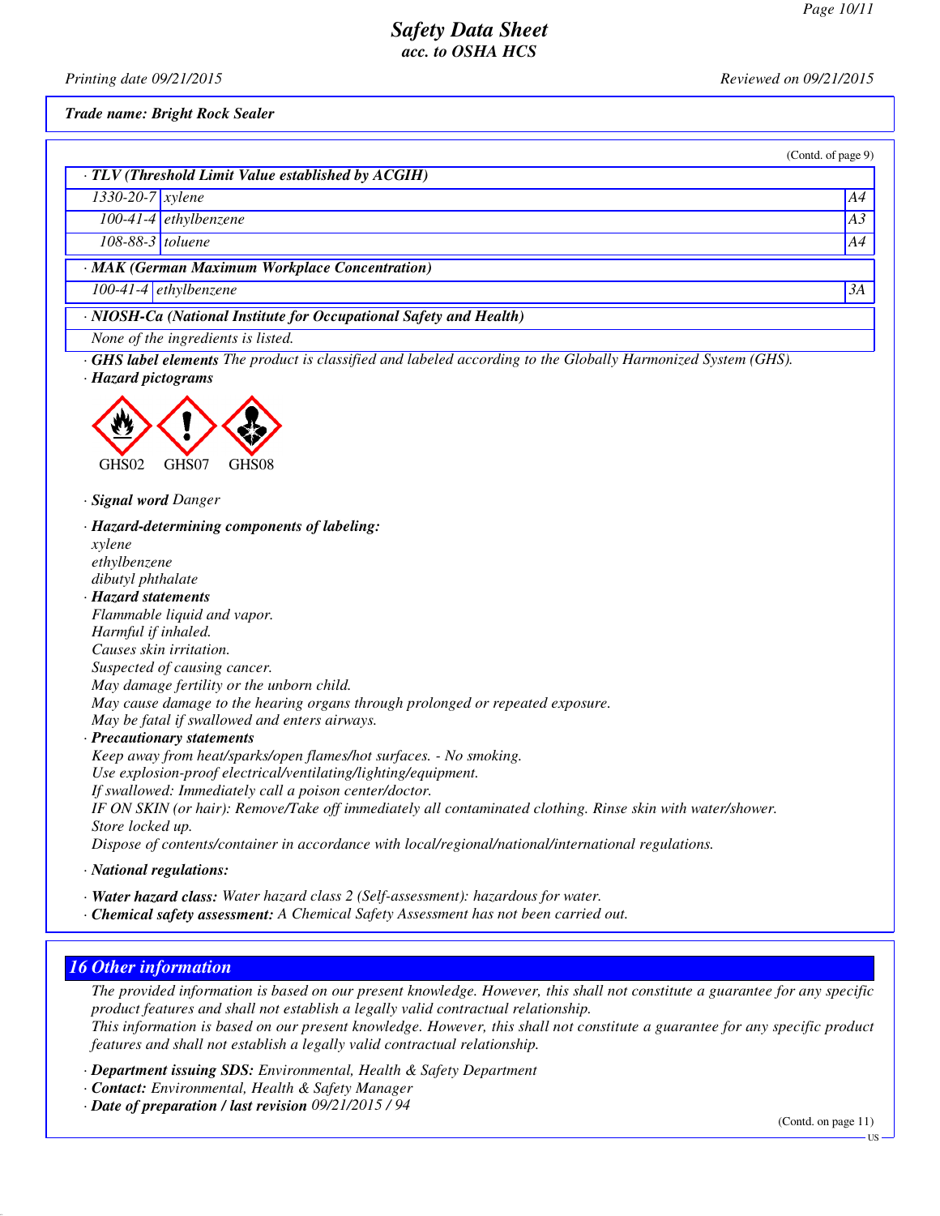Trade name: Bright Rock Sealer

(Contd. of page 9)

· **TLV (Threshold Limit Value established by ACGIH)**

| | | |
|---|---|---|
| 1330-20-7 | xylene | A4 |
| 100-41-4 | ethylbenzene | A3 |
| 108-88-3 | toluene | A4 |

· **MAK (German Maximum Workplace Concentration)**

| | | |
|---|---|---|
| 100-41-4 | ethylbenzene | 3A |

· **NIOSH-Ca (National Institute for Occupational Safety and Health)**

None of the ingredients is listed.

· **GHS label elements** The product is classified and labeled according to the Globally Harmonized System (GHS).

· **Hazard pictograms**

GHS02 GHS07 GHS08

· **Signal word** Danger

· **Hazard-determining components of labeling:**

xylene
ethylbenzene
dibutyl phthalate

· **Hazard statements**

Flammable liquid and vapor.
Harmful if inhaled.
Causes skin irritation.
Suspected of causing cancer.
May damage fertility or the unborn child.
May cause damage to the hearing organs through prolonged or repeated exposure.
May be fatal if swallowed and enters airways.

· **Precautionary statements**

Keep away from heat/sparks/open flames/hot surfaces. - No smoking.
Use explosion-proof electrical/ventilating/lighting/equipment.
If swallowed: Immediately call a poison center/doctor.
IF ON SKIN (or hair): Remove/Take off immediately all contaminated clothing. Rinse skin with water/shower.
Store locked up.
Dispose of contents/container in accordance with local/regional/national/international regulations.

· **National regulations:**

· **Water hazard class:** Water hazard class 2 (Self-assessment): hazardous for water.

· **Chemical safety assessment:** A Chemical Safety Assessment has not been carried out.

## 16 Other information

The provided information is based on our present knowledge. However, this shall not constitute a guarantee for any specific product features and shall not establish a legally valid contractual relationship.
This information is based on our present knowledge. However, this shall not constitute a guarantee for any specific product features and shall not establish a legally valid contractual relationship.

· **Department issuing SDS:** Environmental, Health & Safety Department

· **Contact:** Environmental, Health & Safety Manager

· **Date of preparation / last revision** 09/21/2015 / 94

(Contd. on page 11)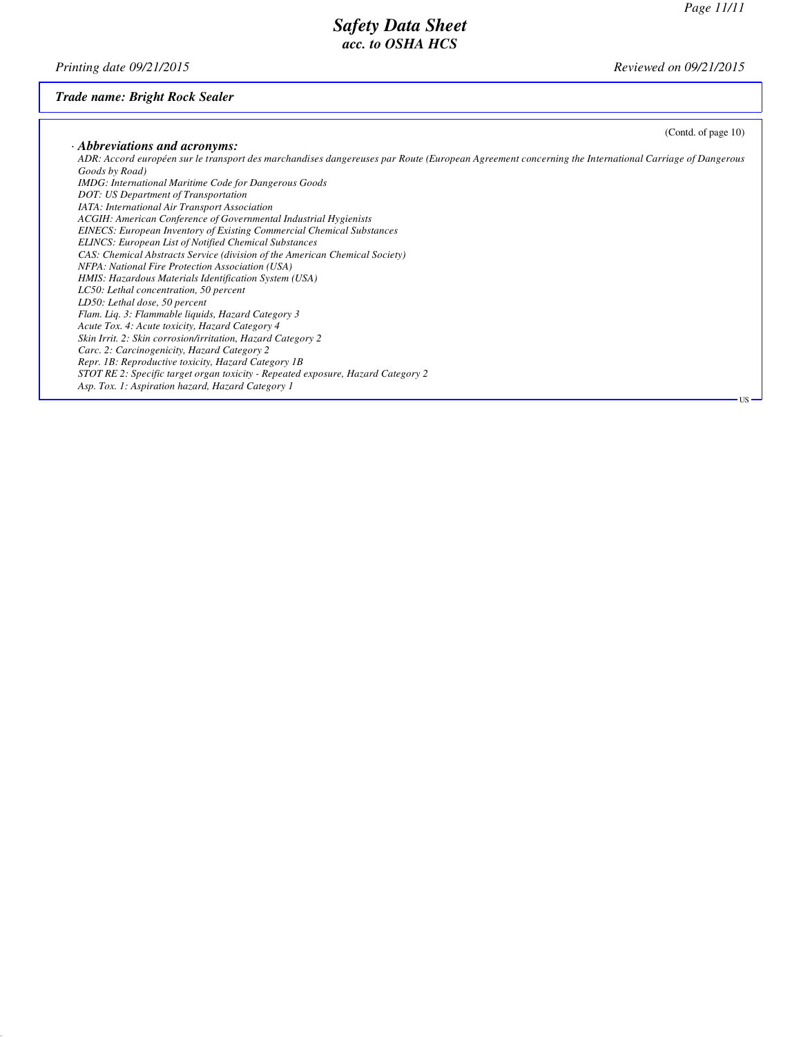(Contd. of page 10)

### · Abbreviations and acronyms:

*ADR: Accord européen sur le transport des marchandises dangereuses par Route (European Agreement concerning the International Carriage of Dangerous Goods by Road)*
*IMDG: International Maritime Code for Dangerous Goods*
*DOT: US Department of Transportation*
*IATA: International Air Transport Association*
*ACGIH: American Conference of Governmental Industrial Hygienists*
*EINECS: European Inventory of Existing Commercial Chemical Substances*
*ELINCS: European List of Notified Chemical Substances*
*CAS: Chemical Abstracts Service (division of the American Chemical Society)*
*NFPA: National Fire Protection Association (USA)*
*HMIS: Hazardous Materials Identification System (USA)*
*LC50: Lethal concentration, 50 percent*
*LD50: Lethal dose, 50 percent*
*Flam. Liq. 3: Flammable liquids, Hazard Category 3*
*Acute Tox. 4: Acute toxicity, Hazard Category 4*
*Skin Irrit. 2: Skin corrosion/irritation, Hazard Category 2*
*Carc. 2: Carcinogenicity, Hazard Category 2*
*Repr. 1B: Reproductive toxicity, Hazard Category 1B*
*STOT RE 2: Specific target organ toxicity - Repeated exposure, Hazard Category 2*
*Asp. Tox. 1: Aspiration hazard, Hazard Category 1*